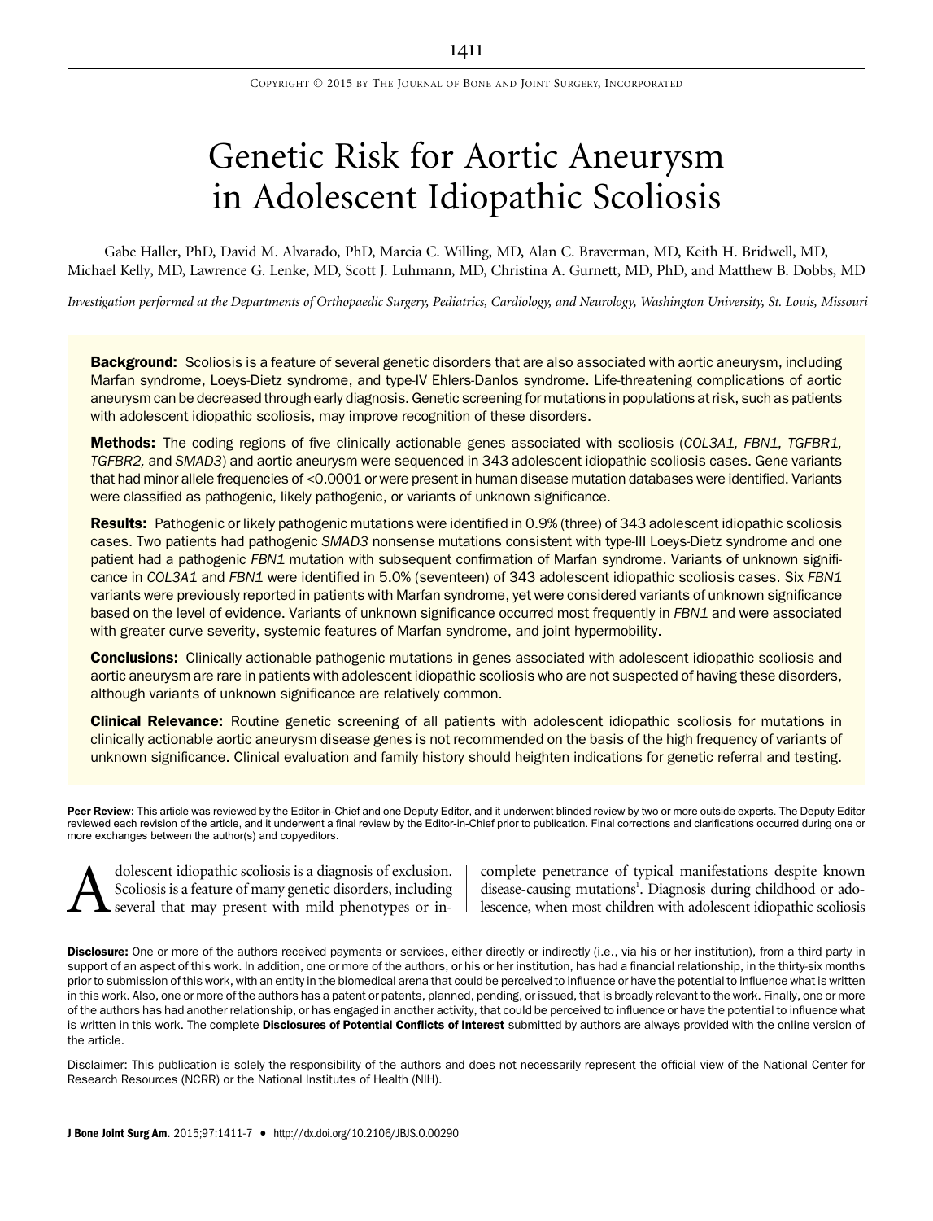# Genetic Risk for Aortic Aneurysm in Adolescent Idiopathic Scoliosis

Gabe Haller, PhD, David M. Alvarado, PhD, Marcia C. Willing, MD, Alan C. Braverman, MD, Keith H. Bridwell, MD, Michael Kelly, MD, Lawrence G. Lenke, MD, Scott J. Luhmann, MD, Christina A. Gurnett, MD, PhD, and Matthew B. Dobbs, MD

*Investigation performed at the Departments of Orthopaedic Surgery, Pediatrics, Cardiology, and Neurology, Washington University, St. Louis, Missouri*

**Background:** Scoliosis is a feature of several genetic disorders that are also associated with aortic aneurysm, including Marfan syndrome, Loeys-Dietz syndrome, and type-IV Ehlers-Danlos syndrome. Life-threatening complications of aortic aneurysm can be decreased through early diagnosis. Genetic screening for mutations in populations at risk, such as patients with adolescent idiopathic scoliosis, may improve recognition of these disorders.

**Methods:** The coding regions of five clinically actionable genes associated with scoliosis (*COL3A1, FBN1, TGFBR1, TGFBR2,* and *SMAD3*) and aortic aneurysm were sequenced in 343 adolescent idiopathic scoliosis cases. Gene variants that had minor allele frequencies of <0.0001 or were present in human disease mutation databases were identified. Variants were classified as pathogenic, likely pathogenic, or variants of unknown significance.

**Results:** Pathogenic or likely pathogenic mutations were identified in 0.9% (three) of 343 adolescent idiopathic scoliosis cases. Two patients had pathogenic *SMAD3* nonsense mutations consistent with type-III Loeys-Dietz syndrome and one patient had a pathogenic *FBN1* mutation with subsequent confirmation of Marfan syndrome. Variants of unknown significance in *COL3A1* and *FBN1* were identified in 5.0% (seventeen) of 343 adolescent idiopathic scoliosis cases. Six *FBN1* variants were previously reported in patients with Marfan syndrome, yet were considered variants of unknown significance based on the level of evidence. Variants of unknown significance occurred most frequently in *FBN1* and were associated with greater curve severity, systemic features of Marfan syndrome, and joint hypermobility.

**Conclusions:** Clinically actionable pathogenic mutations in genes associated with adolescent idiopathic scoliosis and aortic aneurysm are rare in patients with adolescent idiopathic scoliosis who are not suspected of having these disorders, although variants of unknown significance are relatively common.

**Clinical Relevance:** Routine genetic screening of all patients with adolescent idiopathic scoliosis for mutations in clinically actionable aortic aneurysm disease genes is not recommended on the basis of the high frequency of variants of unknown significance. Clinical evaluation and family history should heighten indications for genetic referral and testing.

**Peer Review:** This article was reviewed by the Editor-in-Chief and one Deputy Editor, and it underwent blinded review by two or more outside experts. The Deputy Editor reviewed each revision of the article, and it underwent a final review by the Editor-in-Chief prior to publication. Final corrections and clarifications occurred during one or more exchanges between the author(s) and copyeditors.

Adolescent idiopathic scoliosis is a diagnosis of exclusion. Scoliosis is a feature of many genetic disorders, including several that may present with mild phenotypes or incomplete penetrance of typical manifestations despite known disease-causing mutations[1]. Diagnosis during childhood or adolescence, when most children with adolescent idiopathic scoliosis

**Disclosure:** One or more of the authors received payments or services, either directly or indirectly (i.e., via his or her institution), from a third party in support of an aspect of this work. In addition, one or more of the authors, or his or her institution, has had a financial relationship, in the thirty-six months prior to submission of this work, with an entity in the biomedical arena that could be perceived to influence or have the potential to influence what is written in this work. Also, one or more of the authors has a patent or patents, planned, pending, or issued, that is broadly relevant to the work. Finally, one or more of the authors has had another relationship, or has engaged in another activity, that could be perceived to influence or have the potential to influence what is written in this work. The complete **Disclosures of Potential Conflicts of Interest** submitted by authors are always provided with the online version of the article.

Disclaimer: This publication is solely the responsibility of the authors and does not necessarily represent the official view of the National Center for Research Resources (NCRR) or the National Institutes of Health (NIH).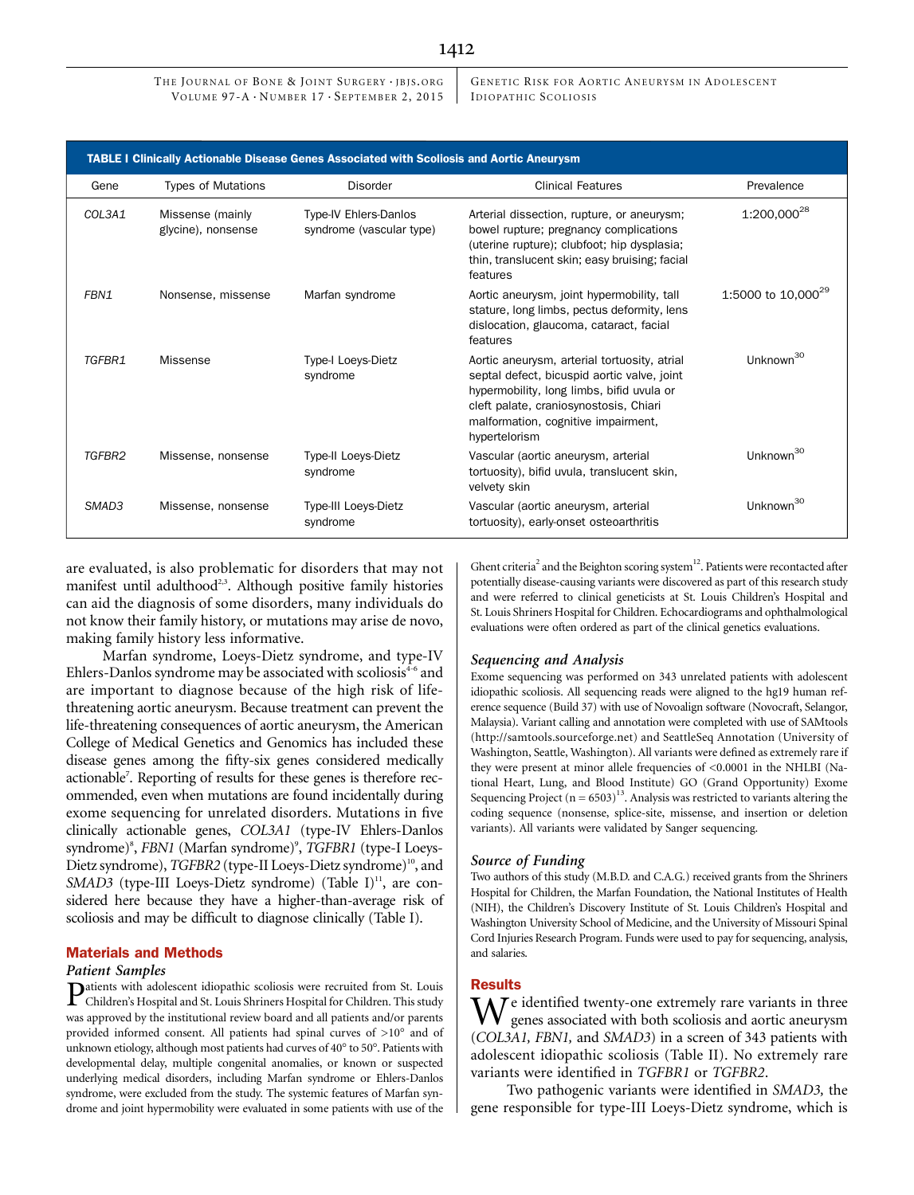**TABLE I Clinically Actionable Disease Genes Associated with Scoliosis and Aortic Aneurysm**

| Gene | Types of Mutations | Disorder | Clinical Features | Prevalence |
|---|---|---|---|---|
| *COL3A1* | Missense (mainly glycine), nonsense | Type-IV Ehlers-Danlos syndrome (vascular type) | Arterial dissection, rupture, or aneurysm; bowel rupture; pregnancy complications (uterine rupture); clubfoot; hip dysplasia; thin, translucent skin; easy bruising; facial features | 1:200,000[28] |
| *FBN1* | Nonsense, missense | Marfan syndrome | Aortic aneurysm, joint hypermobility, tall stature, long limbs, pectus deformity, lens dislocation, glaucoma, cataract, facial features | 1:5000 to 10,000[29] |
| *TGFBR1* | Missense | Type-I Loeys-Dietz syndrome | Aortic aneurysm, arterial tortuosity, atrial septal defect, bicuspid aortic valve, joint hypermobility, long limbs, bifid uvula or cleft palate, craniosynostosis, Chiari malformation, cognitive impairment, hypertelorism | Unknown[30] |
| *TGFBR2* | Missense, nonsense | Type-II Loeys-Dietz syndrome | Vascular (aortic aneurysm, arterial tortuosity), bifid uvula, translucent skin, velvety skin | Unknown[30] |
| *SMAD3* | Missense, nonsense | Type-III Loeys-Dietz syndrome | Vascular (aortic aneurysm, arterial tortuosity), early-onset osteoarthritis | Unknown[30] |

are evaluated, is also problematic for disorders that may not manifest until adulthood[2,3]. Although positive family histories can aid the diagnosis of some disorders, many individuals do not know their family history, or mutations may arise de novo, making family history less informative.

Marfan syndrome, Loeys-Dietz syndrome, and type-IV Ehlers-Danlos syndrome may be associated with scoliosis[4-6] and are important to diagnose because of the high risk of life-threatening aortic aneurysm. Because treatment can prevent the life-threatening consequences of aortic aneurysm, the American College of Medical Genetics and Genomics has included these disease genes among the fifty-six genes considered medically actionable[7]. Reporting of results for these genes is therefore recommended, even when mutations are found incidentally during exome sequencing for unrelated disorders. Mutations in five clinically actionable genes, *COL3A1* (type-IV Ehlers-Danlos syndrome)[8], *FBN1* (Marfan syndrome)[9], *TGFBR1* (type-I Loeys-Dietz syndrome), *TGFBR2* (type-II Loeys-Dietz syndrome)[10], and *SMAD3* (type-III Loeys-Dietz syndrome) (Table I)[11], are considered here because they have a higher-than-average risk of scoliosis and may be difficult to diagnose clinically (Table I).

## Materials and Methods

### Patient Samples

Patients with adolescent idiopathic scoliosis were recruited from St. Louis Children's Hospital and St. Louis Shriners Hospital for Children. This study was approved by the institutional review board and all patients and/or parents provided informed consent. All patients had spinal curves of >10° and of unknown etiology, although most patients had curves of 40° to 50°. Patients with developmental delay, multiple congenital anomalies, or known or suspected underlying medical disorders, including Marfan syndrome or Ehlers-Danlos syndrome, were excluded from the study. The systemic features of Marfan syndrome and joint hypermobility were evaluated in some patients with use of the Ghent criteria[2] and the Beighton scoring system[12]. Patients were recontacted after potentially disease-causing variants were discovered as part of this research study and were referred to clinical geneticists at St. Louis Children's Hospital and St. Louis Shriners Hospital for Children. Echocardiograms and ophthalmological evaluations were often ordered as part of the clinical genetics evaluations.

### Sequencing and Analysis

Exome sequencing was performed on 343 unrelated patients with adolescent idiopathic scoliosis. All sequencing reads were aligned to the hg19 human reference sequence (Build 37) with use of Novoalign software (Novocraft, Selangor, Malaysia). Variant calling and annotation were completed with use of SAMtools (http://samtools.sourceforge.net) and SeattleSeq Annotation (University of Washington, Seattle, Washington). All variants were defined as extremely rare if they were present at minor allele frequencies of <0.0001 in the NHLBI (National Heart, Lung, and Blood Institute) GO (Grand Opportunity) Exome Sequencing Project (n = 6503)[13]. Analysis was restricted to variants altering the coding sequence (nonsense, splice-site, missense, and insertion or deletion variants). All variants were validated by Sanger sequencing.

### Source of Funding

Two authors of this study (M.B.D. and C.A.G.) received grants from the Shriners Hospital for Children, the Marfan Foundation, the National Institutes of Health (NIH), the Children's Discovery Institute of St. Louis Children's Hospital and Washington University School of Medicine, and the University of Missouri Spinal Cord Injuries Research Program. Funds were used to pay for sequencing, analysis, and salaries.

## Results

We identified twenty-one extremely rare variants in three genes associated with both scoliosis and aortic aneurysm (*COL3A1, FBN1,* and *SMAD3*) in a screen of 343 patients with adolescent idiopathic scoliosis (Table II). No extremely rare variants were identified in *TGFBR1* or *TGFBR2*.

Two pathogenic variants were identified in *SMAD3*, the gene responsible for type-III Loeys-Dietz syndrome, which is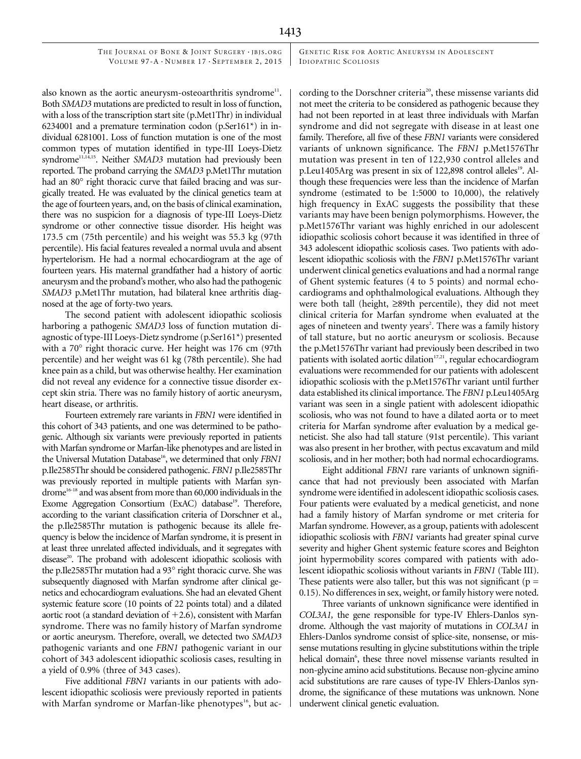also known as the aortic aneurysm-osteoarthritis syndrome[11]. Both *SMAD3* mutations are predicted to result in loss of function, with a loss of the transcription start site (p.Met1Thr) in individual 6234001 and a premature termination codon (p.Ser161*) in individual 6281001. Loss of function mutation is one of the most common types of mutation identified in type-III Loeys-Dietz syndrome[11,14,15]. Neither *SMAD3* mutation had previously been reported. The proband carrying the *SMAD3* p.Met1Thr mutation had an 80° right thoracic curve that failed bracing and was surgically treated. He was evaluated by the clinical genetics team at the age of fourteen years, and, on the basis of clinical examination, there was no suspicion for a diagnosis of type-III Loeys-Dietz syndrome or other connective tissue disorder. His height was 173.5 cm (75th percentile) and his weight was 55.3 kg (97th percentile). His facial features revealed a normal uvula and absent hypertelorism. He had a normal echocardiogram at the age of fourteen years. His maternal grandfather had a history of aortic aneurysm and the proband's mother, who also had the pathogenic *SMAD3* p.Met1Thr mutation, had bilateral knee arthritis diagnosed at the age of forty-two years.

The second patient with adolescent idiopathic scoliosis harboring a pathogenic *SMAD3* loss of function mutation diagnostic of type-III Loeys-Dietz syndrome (p.Ser161*) presented with a 70° right thoracic curve. Her height was 176 cm (97th percentile) and her weight was 61 kg (78th percentile). She had knee pain as a child, but was otherwise healthy. Her examination did not reveal any evidence for a connective tissue disorder except skin stria. There was no family history of aortic aneurysm, heart disease, or arthritis.

Fourteen extremely rare variants in *FBN1* were identified in this cohort of 343 patients, and one was determined to be pathogenic. Although six variants were previously reported in patients with Marfan syndrome or Marfan-like phenotypes and are listed in the Universal Mutation Database[16], we determined that only *FBN1* p.Ile2585Thr should be considered pathogenic. *FBN1* p.Ile2585Thr was previously reported in multiple patients with Marfan syndrome[16-18] and was absent from more than 60,000 individuals in the Exome Aggregation Consortium (ExAC) database[19]. Therefore, according to the variant classification criteria of Dorschner et al., the p.Ile2585Thr mutation is pathogenic because its allele frequency is below the incidence of Marfan syndrome, it is present in at least three unrelated affected individuals, and it segregates with disease[20]. The proband with adolescent idiopathic scoliosis with the p.Ile2585Thr mutation had a 93° right thoracic curve. She was subsequently diagnosed with Marfan syndrome after clinical genetics and echocardiogram evaluations. She had an elevated Ghent systemic feature score (10 points of 22 points total) and a dilated aortic root (a standard deviation of +2.6), consistent with Marfan syndrome. There was no family history of Marfan syndrome or aortic aneurysm. Therefore, overall, we detected two *SMAD3* pathogenic variants and one *FBN1* pathogenic variant in our cohort of 343 adolescent idiopathic scoliosis cases, resulting in a yield of 0.9% (three of 343 cases).

Five additional *FBN1* variants in our patients with adolescent idiopathic scoliosis were previously reported in patients with Marfan syndrome or Marfan-like phenotypes[16], but according to the Dorschner criteria[20], these missense variants did not meet the criteria to be considered as pathogenic because they had not been reported in at least three individuals with Marfan syndrome and did not segregate with disease in at least one family. Therefore, all five of these *FBN1* variants were considered variants of unknown significance. The *FBN1* p.Met1576Thr mutation was present in ten of 122,930 control alleles and p.Leu1405Arg was present in six of 122,898 control alleles[19]. Although these frequencies were less than the incidence of Marfan syndrome (estimated to be 1:5000 to 10,000), the relatively high frequency in ExAC suggests the possibility that these variants may have been benign polymorphisms. However, the p.Met1576Thr variant was highly enriched in our adolescent idiopathic scoliosis cohort because it was identified in three of 343 adolescent idiopathic scoliosis cases. Two patients with adolescent idiopathic scoliosis with the *FBN1* p.Met1576Thr variant underwent clinical genetics evaluations and had a normal range of Ghent systemic features (4 to 5 points) and normal echocardiograms and ophthalmological evaluations. Although they were both tall (height, ≥89th percentile), they did not meet clinical criteria for Marfan syndrome when evaluated at the ages of nineteen and twenty years[2]. There was a family history of tall stature, but no aortic aneurysm or scoliosis. Because the p.Met1576Thr variant had previously been described in two patients with isolated aortic dilation[17,21], regular echocardiogram evaluations were recommended for our patients with adolescent idiopathic scoliosis with the p.Met1576Thr variant until further data established its clinical importance. The *FBN1* p.Leu1405Arg variant was seen in a single patient with adolescent idiopathic scoliosis, who was not found to have a dilated aorta or to meet criteria for Marfan syndrome after evaluation by a medical geneticist. She also had tall stature (91st percentile). This variant was also present in her brother, with pectus excavatum and mild scoliosis, and in her mother; both had normal echocardiograms.

Eight additional *FBN1* rare variants of unknown significance that had not previously been associated with Marfan syndrome were identified in adolescent idiopathic scoliosis cases. Four patients were evaluated by a medical geneticist, and none had a family history of Marfan syndrome or met criteria for Marfan syndrome. However, as a group, patients with adolescent idiopathic scoliosis with *FBN1* variants had greater spinal curve severity and higher Ghent systemic feature scores and Beighton joint hypermobility scores compared with patients with adolescent idiopathic scoliosis without variants in *FBN1* (Table III). These patients were also taller, but this was not significant ($p = 0.15$). No differences in sex, weight, or family history were noted.

Three variants of unknown significance were identified in *COL3A1*, the gene responsible for type-IV Ehlers-Danlos syndrome. Although the vast majority of mutations in *COL3A1* in Ehlers-Danlos syndrome consist of splice-site, nonsense, or missense mutations resulting in glycine substitutions within the triple helical domain[6], these three novel missense variants resulted in non-glycine amino acid substitutions. Because non-glycine amino acid substitutions are rare causes of type-IV Ehlers-Danlos syndrome, the significance of these mutations was unknown. None underwent clinical genetic evaluation.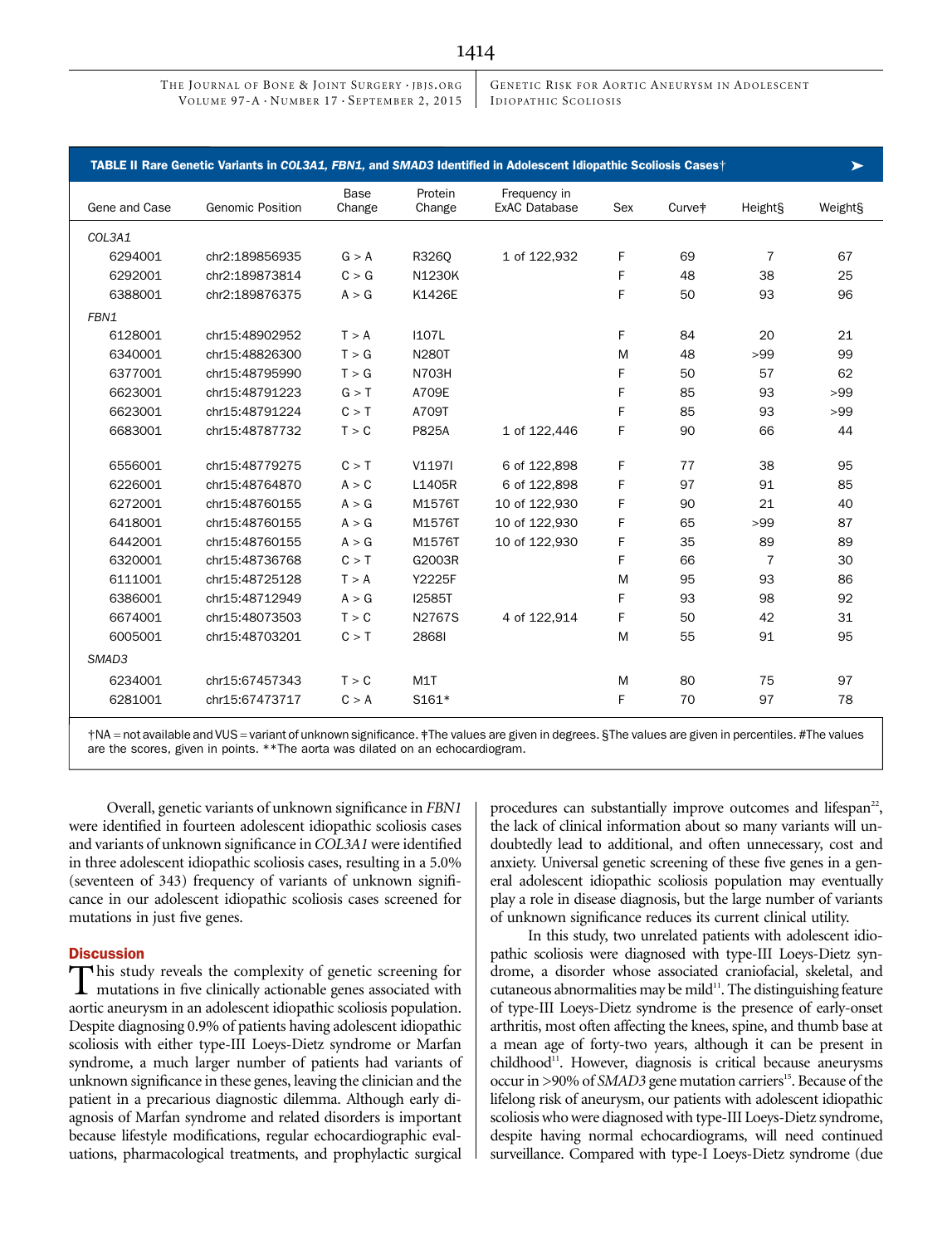**TABLE II Rare Genetic Variants in *COL3A1*, *FBN1*, and *SMAD3* Identified in Adolescent Idiopathic Scoliosis Cases†**

| Gene and Case | Genomic Position | Base Change | Protein Change | Frequency in ExAC Database | Sex | Curve‡ | Height§ | Weight§ |
|---|---|---|---|---|---|---|---|---|
| *COL3A1* | | | | | | | | |
| 6294001 | chr2:189856935 | G > A | R326Q | 1 of 122,932 | F | 69 | 7 | 67 |
| 6292001 | chr2:189873814 | C > G | N1230K | | F | 48 | 38 | 25 |
| 6388001 | chr2:189876375 | A > G | K1426E | | F | 50 | 93 | 96 |
| *FBN1* | | | | | | | | |
| 6128001 | chr15:48902952 | T > A | I107L | | F | 84 | 20 | 21 |
| 6340001 | chr15:48826300 | T > G | N280T | | M | 48 | >99 | 99 |
| 6377001 | chr15:48795990 | T > G | N703H | | F | 50 | 57 | 62 |
| 6623001 | chr15:48791223 | G > T | A709E | | F | 85 | 93 | >99 |
| 6623001 | chr15:48791224 | C > T | A709T | | F | 85 | 93 | >99 |
| 6683001 | chr15:48787732 | T > C | P825A | 1 of 122,446 | F | 90 | 66 | 44 |
| 6556001 | chr15:48779275 | C > T | V1197I | 6 of 122,898 | F | 77 | 38 | 95 |
| 6226001 | chr15:48764870 | A > C | L1405R | 6 of 122,898 | F | 97 | 91 | 85 |
| 6272001 | chr15:48760155 | A > G | M1576T | 10 of 122,930 | F | 90 | 21 | 40 |
| 6418001 | chr15:48760155 | A > G | M1576T | 10 of 122,930 | F | 65 | >99 | 87 |
| 6442001 | chr15:48760155 | A > G | M1576T | 10 of 122,930 | F | 35 | 89 | 89 |
| 6320001 | chr15:48736768 | C > T | G2003R | | F | 66 | 7 | 30 |
| 6111001 | chr15:48725128 | T > A | Y2225F | | M | 95 | 93 | 86 |
| 6386001 | chr15:48712949 | A > G | I2585T | | F | 93 | 98 | 92 |
| 6674001 | chr15:48073503 | T > C | N2767S | 4 of 122,914 | F | 50 | 42 | 31 |
| 6005001 | chr15:48703201 | C > T | 2868I | | M | 55 | 91 | 95 |
| *SMAD3* | | | | | | | | |
| 6234001 | chr15:67457343 | T > C | M1T | | M | 80 | 75 | 97 |
| 6281001 | chr15:67473717 | C > A | S161* | | F | 70 | 97 | 78 |

†NA = not available and VUS = variant of unknown significance. ‡The values are given in degrees. §The values are given in percentiles. #The values are the scores, given in points. **The aorta was dilated on an echocardiogram.

Overall, genetic variants of unknown significance in *FBN1* were identified in fourteen adolescent idiopathic scoliosis cases and variants of unknown significance in *COL3A1* were identified in three adolescent idiopathic scoliosis cases, resulting in a 5.0% (seventeen of 343) frequency of variants of unknown significance in our adolescent idiopathic scoliosis cases screened for mutations in just five genes.

## Discussion

This study reveals the complexity of genetic screening for mutations in five clinically actionable genes associated with aortic aneurysm in an adolescent idiopathic scoliosis population. Despite diagnosing 0.9% of patients having adolescent idiopathic scoliosis with either type-III Loeys-Dietz syndrome or Marfan syndrome, a much larger number of patients had variants of unknown significance in these genes, leaving the clinician and the patient in a precarious diagnostic dilemma. Although early diagnosis of Marfan syndrome and related disorders is important because lifestyle modifications, regular echocardiographic evaluations, pharmacological treatments, and prophylactic surgical procedures can substantially improve outcomes and lifespan[22], the lack of clinical information about so many variants will undoubtedly lead to additional, and often unnecessary, cost and anxiety. Universal genetic screening of these five genes in a general adolescent idiopathic scoliosis population may eventually play a role in disease diagnosis, but the large number of variants of unknown significance reduces its current clinical utility.

In this study, two unrelated patients with adolescent idiopathic scoliosis were diagnosed with type-III Loeys-Dietz syndrome, a disorder whose associated craniofacial, skeletal, and cutaneous abnormalities may be mild[11]. The distinguishing feature of type-III Loeys-Dietz syndrome is the presence of early-onset arthritis, most often affecting the knees, spine, and thumb base at a mean age of forty-two years, although it can be present in childhood[11]. However, diagnosis is critical because aneurysms occur in >90% of *SMAD3* gene mutation carriers[15]. Because of the lifelong risk of aneurysm, our patients with adolescent idiopathic scoliosis who were diagnosed with type-III Loeys-Dietz syndrome, despite having normal echocardiograms, will need continued surveillance. Compared with type-I Loeys-Dietz syndrome (due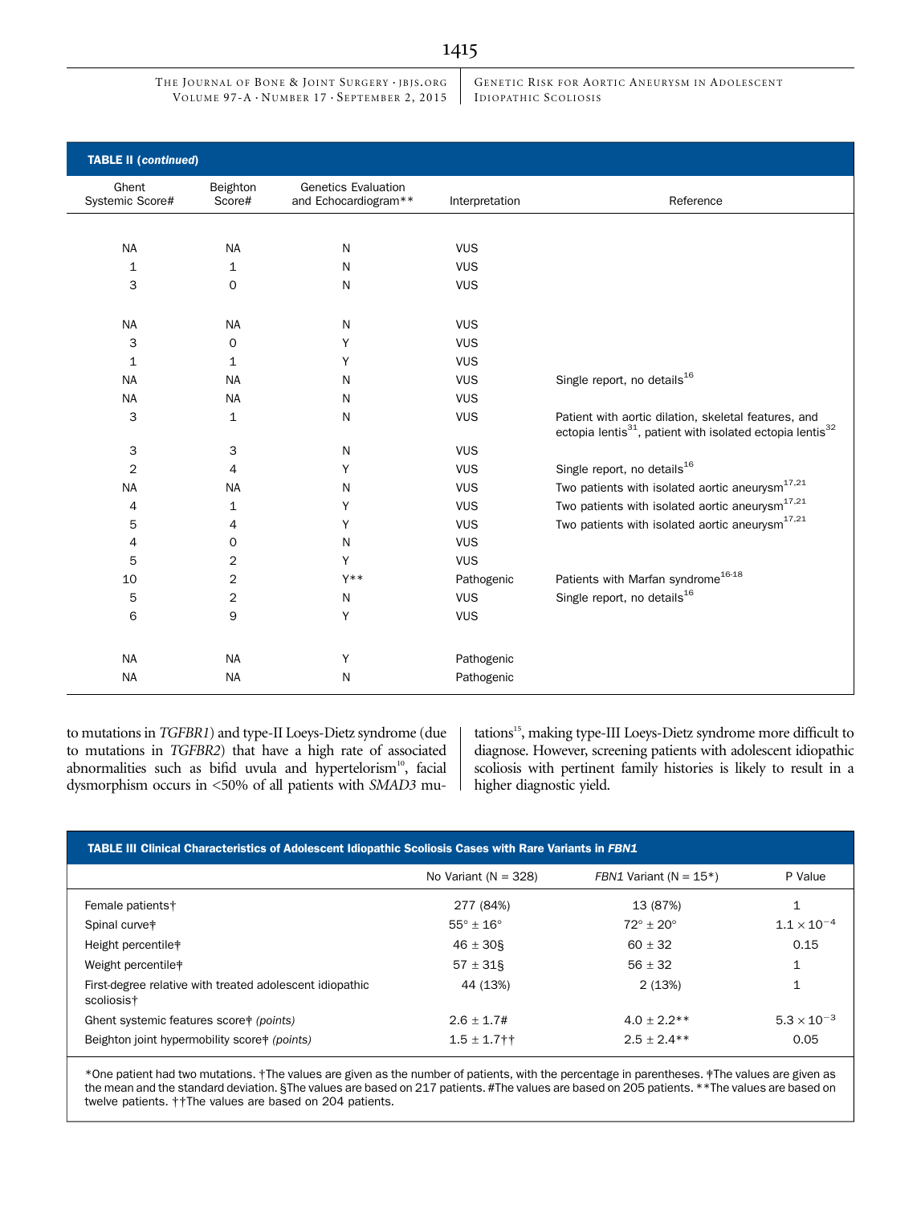**TABLE II (*continued*)**

| Ghent Systemic Score# | Beighton Score# | Genetics Evaluation and Echocardiogram** | Interpretation | Reference |
|---|---|---|---|---|
| | | | | |
| NA | NA | N | VUS | |
| 1 | 1 | N | VUS | |
| 3 | 0 | N | VUS | |
| | | | | |
| NA | NA | N | VUS | |
| 3 | 0 | Y | VUS | |
| 1 | 1 | Y | VUS | |
| NA | NA | N | VUS | Single report, no details[16] |
| NA | NA | N | VUS | |
| 3 | 1 | N | VUS | Patient with aortic dilation, skeletal features, and ectopia lentis[31], patient with isolated ectopia lentis[32] |
| 3 | 3 | N | VUS | |
| 2 | 4 | Y | VUS | Single report, no details[16] |
| NA | NA | N | VUS | Two patients with isolated aortic aneurysm[17,21] |
| 4 | 1 | Y | VUS | Two patients with isolated aortic aneurysm[17,21] |
| 5 | 4 | Y | VUS | Two patients with isolated aortic aneurysm[17,21] |
| 4 | 0 | N | VUS | |
| 5 | 2 | Y | VUS | |
| 10 | 2 | Y** | Pathogenic | Patients with Marfan syndrome[16-18] |
| 5 | 2 | N | VUS | Single report, no details[16] |
| 6 | 9 | Y | VUS | |
| | | | | |
| NA | NA | Y | Pathogenic | |
| NA | NA | N | Pathogenic | |

to mutations in *TGFBR1*) and type-II Loeys-Dietz syndrome (due to mutations in *TGFBR2*) that have a high rate of associated abnormalities such as bifid uvula and hypertelorism[10], facial dysmorphism occurs in <50% of all patients with *SMAD3* mutations[15], making type-III Loeys-Dietz syndrome more difficult to diagnose. However, screening patients with adolescent idiopathic scoliosis with pertinent family histories is likely to result in a higher diagnostic yield.

**TABLE III Clinical Characteristics of Adolescent Idiopathic Scoliosis Cases with Rare Variants in *FBN1***

| | No Variant (N = 328) | *FBN1* Variant (N = 15*) | P Value |
|---|---|---|---|
| Female patients† | 277 (84%) | 13 (87%) | 1 |
| Spinal curve‡ | 55° ± 16° | 72° ± 20° | $1.1 \times 10^{-4}$ |
| Height percentile‡ | 46 ± 30§ | 60 ± 32 | 0.15 |
| Weight percentile‡ | 57 ± 31§ | 56 ± 32 | 1 |
| First-degree relative with treated adolescent idiopathic scoliosis† | 44 (13%) | 2 (13%) | 1 |
| Ghent systemic features score‡ *(points)* | 2.6 ± 1.7# | 4.0 ± 2.2** | $5.3 \times 10^{-3}$ |
| Beighton joint hypermobility score‡ *(points)* | 1.5 ± 1.7†† | 2.5 ± 2.4** | 0.05 |

*One patient had two mutations. †The values are given as the number of patients, with the percentage in parentheses. ‡The values are given as the mean and the standard deviation. §The values are based on 217 patients. #The values are based on 205 patients. **The values are based on twelve patients. ††The values are based on 204 patients.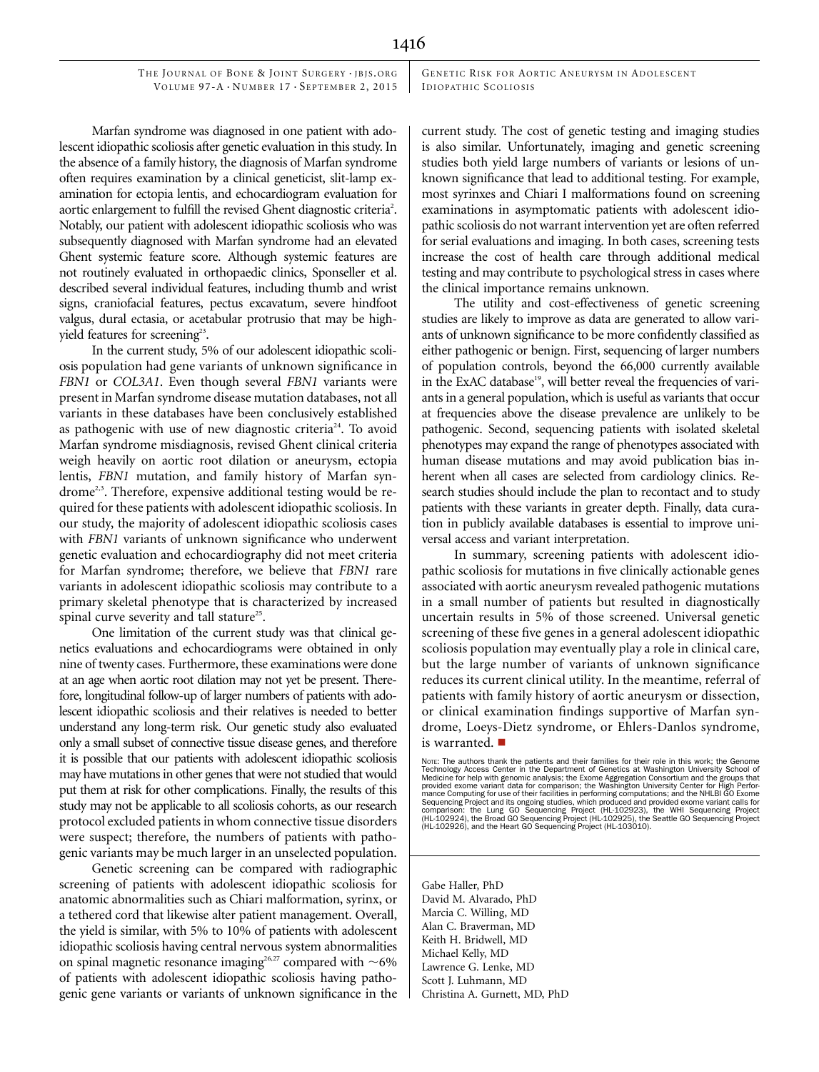Marfan syndrome was diagnosed in one patient with adolescent idiopathic scoliosis after genetic evaluation in this study. In the absence of a family history, the diagnosis of Marfan syndrome often requires examination by a clinical geneticist, slit-lamp examination for ectopia lentis, and echocardiogram evaluation for aortic enlargement to fulfill the revised Ghent diagnostic criteria[2]. Notably, our patient with adolescent idiopathic scoliosis who was subsequently diagnosed with Marfan syndrome had an elevated Ghent systemic feature score. Although systemic features are not routinely evaluated in orthopaedic clinics, Sponseller et al. described several individual features, including thumb and wrist signs, craniofacial features, pectus excavatum, severe hindfoot valgus, dural ectasia, or acetabular protrusio that may be high-yield features for screening[23].

In the current study, 5% of our adolescent idiopathic scoliosis population had gene variants of unknown significance in *FBN1* or *COL3A1*. Even though several *FBN1* variants were present in Marfan syndrome disease mutation databases, not all variants in these databases have been conclusively established as pathogenic with use of new diagnostic criteria[24]. To avoid Marfan syndrome misdiagnosis, revised Ghent clinical criteria weigh heavily on aortic root dilation or aneurysm, ectopia lentis, *FBN1* mutation, and family history of Marfan syndrome[2,3]. Therefore, expensive additional testing would be required for these patients with adolescent idiopathic scoliosis. In our study, the majority of adolescent idiopathic scoliosis cases with *FBN1* variants of unknown significance who underwent genetic evaluation and echocardiography did not meet criteria for Marfan syndrome; therefore, we believe that *FBN1* rare variants in adolescent idiopathic scoliosis may contribute to a primary skeletal phenotype that is characterized by increased spinal curve severity and tall stature[25].

One limitation of the current study was that clinical genetics evaluations and echocardiograms were obtained in only nine of twenty cases. Furthermore, these examinations were done at an age when aortic root dilation may not yet be present. Therefore, longitudinal follow-up of larger numbers of patients with adolescent idiopathic scoliosis and their relatives is needed to better understand any long-term risk. Our genetic study also evaluated only a small subset of connective tissue disease genes, and therefore it is possible that our patients with adolescent idiopathic scoliosis may have mutations in other genes that were not studied that would put them at risk for other complications. Finally, the results of this study may not be applicable to all scoliosis cohorts, as our research protocol excluded patients in whom connective tissue disorders were suspect; therefore, the numbers of patients with pathogenic variants may be much larger in an unselected population.

Genetic screening can be compared with radiographic screening of patients with adolescent idiopathic scoliosis for anatomic abnormalities such as Chiari malformation, syrinx, or a tethered cord that likewise alter patient management. Overall, the yield is similar, with 5% to 10% of patients with adolescent idiopathic scoliosis having central nervous system abnormalities on spinal magnetic resonance imaging[26,27] compared with ~6% of patients with adolescent idiopathic scoliosis having pathogenic gene variants or variants of unknown significance in the current study. The cost of genetic testing and imaging studies is also similar. Unfortunately, imaging and genetic screening studies both yield large numbers of variants or lesions of unknown significance that lead to additional testing. For example, most syrinxes and Chiari I malformations found on screening examinations in asymptomatic patients with adolescent idiopathic scoliosis do not warrant intervention yet are often referred for serial evaluations and imaging. In both cases, screening tests increase the cost of health care through additional medical testing and may contribute to psychological stress in cases where the clinical importance remains unknown.

The utility and cost-effectiveness of genetic screening studies are likely to improve as data are generated to allow variants of unknown significance to be more confidently classified as either pathogenic or benign. First, sequencing of larger numbers of population controls, beyond the 66,000 currently available in the ExAC database[19], will better reveal the frequencies of variants in a general population, which is useful as variants that occur at frequencies above the disease prevalence are unlikely to be pathogenic. Second, sequencing patients with isolated skeletal phenotypes may expand the range of phenotypes associated with human disease mutations and may avoid publication bias inherent when all cases are selected from cardiology clinics. Research studies should include the plan to recontact and to study patients with these variants in greater depth. Finally, data curation in publicly available databases is essential to improve universal access and variant interpretation.

In summary, screening patients with adolescent idiopathic scoliosis for mutations in five clinically actionable genes associated with aortic aneurysm revealed pathogenic mutations in a small number of patients but resulted in diagnostically uncertain results in 5% of those screened. Universal genetic screening of these five genes in a general adolescent idiopathic scoliosis population may eventually play a role in clinical care, but the large number of variants of unknown significance reduces its current clinical utility. In the meantime, referral of patients with family history of aortic aneurysm or dissection, or clinical examination findings supportive of Marfan syndrome, Loeys-Dietz syndrome, or Ehlers-Danlos syndrome, is warranted. ■

Note: The authors thank the patients and their families for their role in this work; the Genome Technology Access Center in the Department of Genetics at Washington University School of Medicine for help with genomic analysis; the Exome Aggregation Consortium and the groups that provided exome variant data for comparison; the Washington University Center for High Performance Computing for use of their facilities in performing computations; and the NHLBI GO Exome Sequencing Project and its ongoing studies, which produced and provided exome variant calls for comparison: the Lung GO Sequencing Project (HL-102923), the WHI Sequencing Project (HL-102924), the Broad GO Sequencing Project (HL-102925), the Seattle GO Sequencing Project (HL-102926), and the Heart GO Sequencing Project (HL-103010).

Gabe Haller, PhD
David M. Alvarado, PhD
Marcia C. Willing, MD
Alan C. Braverman, MD
Keith H. Bridwell, MD
Michael Kelly, MD
Lawrence G. Lenke, MD
Scott J. Luhmann, MD
Christina A. Gurnett, MD, PhD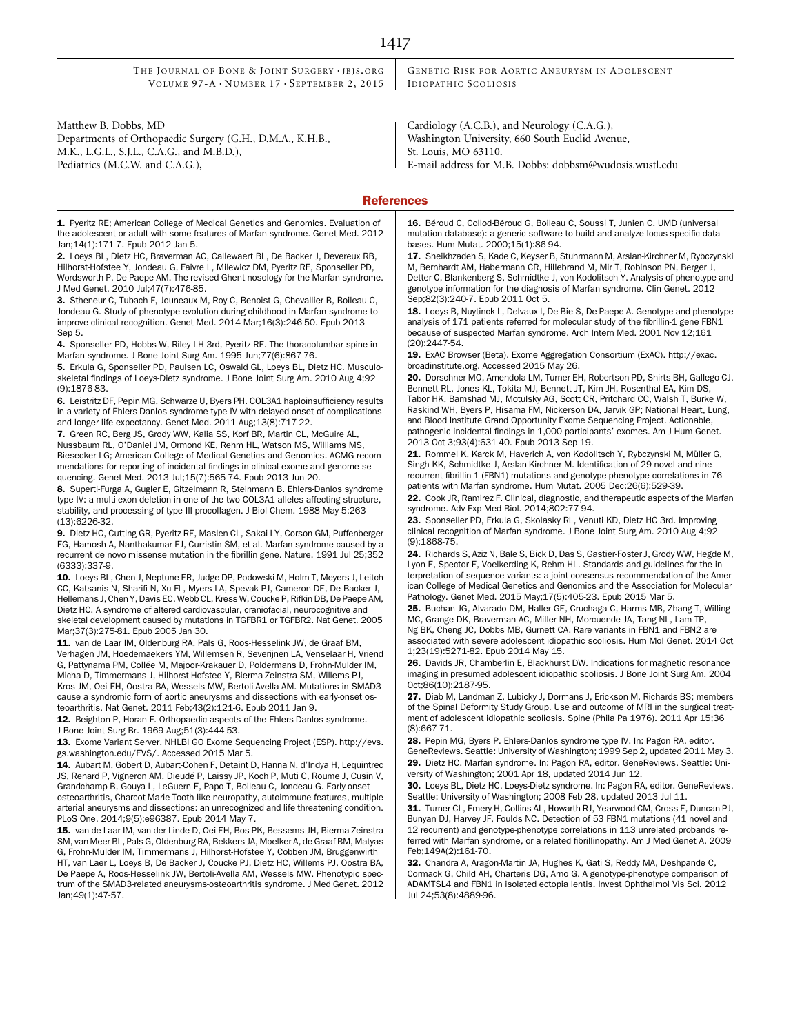Matthew B. Dobbs, MD
Departments of Orthopaedic Surgery (G.H., D.M.A., K.H.B., M.K., L.G.L., S.J.L., C.A.G., and M.B.D.), Pediatrics (M.C.W. and C.A.G.), Cardiology (A.C.B.), and Neurology (C.A.G.), Washington University, 660 South Euclid Avenue, St. Louis, MO 63110.
E-mail address for M.B. Dobbs: dobbsm@wudosis.wustl.edu

## References

**1.** Pyeritz RE; American College of Medical Genetics and Genomics. Evaluation of the adolescent or adult with some features of Marfan syndrome. Genet Med. 2012 Jan;14(1):171-7. Epub 2012 Jan 5.

**2.** Loeys BL, Dietz HC, Braverman AC, Callewaert BL, De Backer J, Devereux RB, Hilhorst-Hofstee Y, Jondeau G, Faivre L, Milewicz DM, Pyeritz RE, Sponseller PD, Wordsworth P, De Paepe AM. The revised Ghent nosology for the Marfan syndrome. J Med Genet. 2010 Jul;47(7):476-85.

**3.** Stheneur C, Tubach F, Jouneaux M, Roy C, Benoist G, Chevallier B, Boileau C, Jondeau G. Study of phenotype evolution during childhood in Marfan syndrome to improve clinical recognition. Genet Med. 2014 Mar;16(3):246-50. Epub 2013 Sep 5.

**4.** Sponseller PD, Hobbs W, Riley LH 3rd, Pyeritz RE. The thoracolumbar spine in Marfan syndrome. J Bone Joint Surg Am. 1995 Jun;77(6):867-76.

**5.** Erkula G, Sponseller PD, Paulsen LC, Oswald GL, Loeys BL, Dietz HC. Musculoskeletal findings of Loeys-Dietz syndrome. J Bone Joint Surg Am. 2010 Aug 4;92(9):1876-83.

**6.** Leistritz DF, Pepin MG, Schwarze U, Byers PH. COL3A1 haploinsufficiency results in a variety of Ehlers-Danlos syndrome type IV with delayed onset of complications and longer life expectancy. Genet Med. 2011 Aug;13(8):717-22.

**7.** Green RC, Berg JS, Grody WW, Kalia SS, Korf BR, Martin CL, McGuire AL, Nussbaum RL, O'Daniel JM, Ormond KE, Rehm HL, Watson MS, Williams MS, Biesecker LG; American College of Medical Genetics and Genomics. ACMG recommendations for reporting of incidental findings in clinical exome and genome sequencing. Genet Med. 2013 Jul;15(7):565-74. Epub 2013 Jun 20.

**8.** Superti-Furga A, Gugler E, Gitzelmann R, Steinmann B. Ehlers-Danlos syndrome type IV: a multi-exon deletion in one of the two COL3A1 alleles affecting structure, stability, and processing of type III procollagen. J Biol Chem. 1988 May 5;263(13):6226-32.

**9.** Dietz HC, Cutting GR, Pyeritz RE, Maslen CL, Sakai LY, Corson GM, Puffenberger EG, Hamosh A, Nanthakumar EJ, Curristin SM, et al. Marfan syndrome caused by a recurrent de novo missense mutation in the fibrillin gene. Nature. 1991 Jul 25;352(6333):337-9.

**10.** Loeys BL, Chen J, Neptune ER, Judge DP, Podowski M, Holm T, Meyers J, Leitch CC, Katsanis N, Sharifi N, Xu FL, Myers LA, Spevak PJ, Cameron DE, De Backer J, Hellemans J, Chen Y, Davis EC, Webb CL, Kress W, Coucke P, Rifkin DB, De Paepe AM, Dietz HC. A syndrome of altered cardiovascular, craniofacial, neurocognitive and skeletal development caused by mutations in TGFBR1 or TGFBR2. Nat Genet. 2005 Mar;37(3):275-81. Epub 2005 Jan 30.

**11.** van de Laar IM, Oldenburg RA, Pals G, Roos-Hesselink JW, de Graaf BM, Verhagen JM, Hoedemaekers YM, Willemsen R, Severijnen LA, Venselaar H, Vriend G, Pattynama PM, Collée M, Majoor-Krakauer D, Poldermans D, Frohn-Mulder IM, Micha D, Timmermans J, Hilhorst-Hofstee Y, Bierma-Zeinstra SM, Willems PJ, Kros JM, Oei EH, Oostra BA, Wessels MW, Bertoli-Avella AM. Mutations in SMAD3 cause a syndromic form of aortic aneurysms and dissections with early-onset osteoarthritis. Nat Genet. 2011 Feb;43(2):121-6. Epub 2011 Jan 9.

**12.** Beighton P, Horan F. Orthopaedic aspects of the Ehlers-Danlos syndrome. J Bone Joint Surg Br. 1969 Aug;51(3):444-53.

**13.** Exome Variant Server. NHLBI GO Exome Sequencing Project (ESP). http://evs.gs.washington.edu/EVS/. Accessed 2015 Mar 5.

**14.** Aubart M, Gobert D, Aubart-Cohen F, Detaint D, Hanna N, d'Indya H, Lequintrec JS, Renard P, Vigneron AM, Dieudé P, Laissy JP, Koch P, Muti C, Roume J, Cusin V, Grandchamp B, Gouya L, LeGuern E, Papo T, Boileau C, Jondeau G. Early-onset osteoarthritis, Charcot-Marie-Tooth like neuropathy, autoimmune features, multiple arterial aneurysms and dissections: an unrecognized and life threatening condition. PLoS One. 2014;9(5):e96387. Epub 2014 May 7.

**15.** van de Laar IM, van der Linde D, Oei EH, Bos PK, Bessems JH, Bierma-Zeinstra SM, van Meer BL, Pals G, Oldenburg RA, Bekkers JA, Moelker A, de Graaf BM, Matyas G, Frohn-Mulder IM, Timmermans J, Hilhorst-Hofstee Y, Cobben JM, Bruggenwirth HT, van Laer L, Loeys B, De Backer J, Coucke PJ, Dietz HC, Willems PJ, Oostra BA, De Paepe A, Roos-Hesselink JW, Bertoli-Avella AM, Wessels MW. Phenotypic spectrum of the SMAD3-related aneurysms-osteoarthritis syndrome. J Med Genet. 2012 Jan;49(1):47-57.

**16.** Béroud C, Collod-Béroud G, Boileau C, Soussi T, Junien C. UMD (universal mutation database): a generic software to build and analyze locus-specific databases. Hum Mutat. 2000;15(1):86-94.

**17.** Sheikhzadeh S, Kade C, Keyser B, Stuhrmann M, Arslan-Kirchner M, Rybczynski M, Bernhardt AM, Habermann CR, Hillebrand M, Mir T, Robinson PN, Berger J, Detter C, Blankenberg S, Schmidtke J, von Kodolitsch Y. Analysis of phenotype and genotype information for the diagnosis of Marfan syndrome. Clin Genet. 2012 Sep;82(3):240-7. Epub 2011 Oct 5.

**18.** Loeys B, Nuytinck L, Delvaux I, De Bie S, De Paepe A. Genotype and phenotype analysis of 171 patients referred for molecular study of the fibrillin-1 gene FBN1 because of suspected Marfan syndrome. Arch Intern Med. 2001 Nov 12;161(20):2447-54.

**19.** ExAC Browser (Beta). Exome Aggregation Consortium (ExAC). http://exac.broadinstitute.org. Accessed 2015 May 26.

**20.** Dorschner MO, Amendola LM, Turner EH, Robertson PD, Shirts BH, Gallego CJ, Bennett RL, Jones KL, Tokita MJ, Bennett JT, Kim JH, Rosenthal EA, Kim DS, Tabor HK, Bamshad MJ, Motulsky AG, Scott CR, Pritchard CC, Walsh T, Burke W, Raskind WH, Byers P, Hisama FM, Nickerson DA, Jarvik GP; National Heart, Lung, and Blood Institute Grand Opportunity Exome Sequencing Project. Actionable, pathogenic incidental findings in 1,000 participants' exomes. Am J Hum Genet. 2013 Oct 3;93(4):631-40. Epub 2013 Sep 19.

**21.** Rommel K, Karck M, Haverich A, von Kodolitsch Y, Rybczynski M, Müller G, Singh KK, Schmidtke J, Arslan-Kirchner M. Identification of 29 novel and nine recurrent fibrillin-1 (FBN1) mutations and genotype-phenotype correlations in 76 patients with Marfan syndrome. Hum Mutat. 2005 Dec;26(6):529-39.

**22.** Cook JR, Ramirez F. Clinical, diagnostic, and therapeutic aspects of the Marfan syndrome. Adv Exp Med Biol. 2014;802:77-94.

**23.** Sponseller PD, Erkula G, Skolasky RL, Venuti KD, Dietz HC 3rd. Improving clinical recognition of Marfan syndrome. J Bone Joint Surg Am. 2010 Aug 4;92(9):1868-75.

**24.** Richards S, Aziz N, Bale S, Bick D, Das S, Gastier-Foster J, Grody WW, Hegde M, Lyon E, Spector E, Voelkerding K, Rehm HL. Standards and guidelines for the interpretation of sequence variants: a joint consensus recommendation of the American College of Medical Genetics and Genomics and the Association for Molecular Pathology. Genet Med. 2015 May;17(5):405-23. Epub 2015 Mar 5.

**25.** Buchan JG, Alvarado DM, Haller GE, Cruchaga C, Harms MB, Zhang T, Willing MC, Grange DK, Braverman AC, Miller NH, Morcuende JA, Tang NL, Lam TP, Ng BK, Cheng JC, Dobbs MB, Gurnett CA. Rare variants in FBN1 and FBN2 are associated with severe adolescent idiopathic scoliosis. Hum Mol Genet. 2014 Oct 1;23(19):5271-82. Epub 2014 May 15.

**26.** Davids JR, Chamberlin E, Blackhurst DW. Indications for magnetic resonance imaging in presumed adolescent idiopathic scoliosis. J Bone Joint Surg Am. 2004 Oct;86(10):2187-95.

**27.** Diab M, Landman Z, Lubicky J, Dormans J, Erickson M, Richards BS; members of the Spinal Deformity Study Group. Use and outcome of MRI in the surgical treatment of adolescent idiopathic scoliosis. Spine (Phila Pa 1976). 2011 Apr 15;36(8):667-71.

**28.** Pepin MG, Byers PH. Ehlers-Danlos syndrome type IV. In: Pagon RA, editor. GeneReviews. Seattle: University of Washington; 1999 Sep 2, updated 2011 May 3.

**29.** Dietz HC. Marfan syndrome. In: Pagon RA, editor. GeneReviews. Seattle: University of Washington; 2001 Apr 18, updated 2014 Jun 12.

**30.** Loeys BL, Dietz HC. Loeys-Dietz syndrome. In: Pagon RA, editor. GeneReviews. Seattle: University of Washington; 2008 Feb 28, updated 2013 Jul 11.

**31.** Turner CL, Emery H, Collins AL, Howarth RJ, Yearwood CM, Cross E, Duncan PJ, Bunyan DJ, Harvey JF, Foulds NC. Detection of 53 FBN1 mutations (41 novel and 12 recurrent) and genotype-phenotype correlations in 113 unrelated probands referred with Marfan syndrome, or a related fibrillinopathy. Am J Med Genet A. 2009 Feb;149A(2):161-70.

**32.** Chandra A, Aragon-Martin JA, Hughes K, Gati S, Reddy MA, Deshpande C, Cormack G, Child AH, Charteris DG, Arno G. A genotype-phenotype comparison of ADAMTSL4 and FBN1 in isolated ectopia lentis. Invest Ophthalmol Vis Sci. 2012 Jul 24;53(8):4889-96.